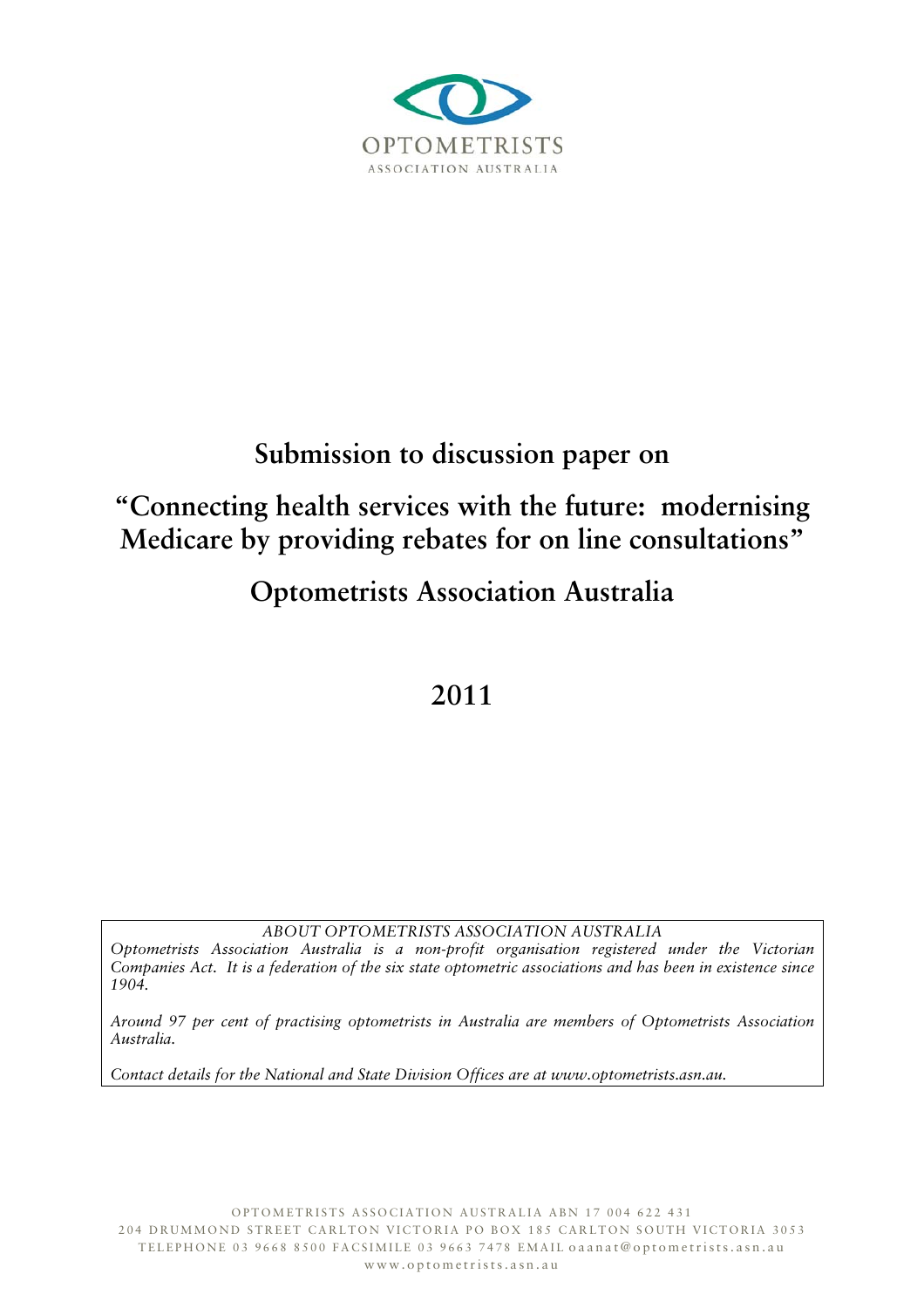OPTOMETRISTS

ASSOCIATION AUSTRALIA

# Submission to discussion paper on

# "Connecting health services with the future: modernising Medicare by providing rebates for on line consultations"

# Optometrists Association Australia

## 2011

*ABOUT OPTOMETRISTS ASSOCIATION AUSTRALIA*

*Optometrists Association Australia is a non-profit organisation registered under the Victorian Companies Act. It is a federation of the six state optometric associations and has been in existence since 1904.*

*Around 97 per cent of practising optometrists in Australia are members of Optometrists Association Australia.*

*Contact details for the National and State Division Offices are at www.optometrists.asn.au.*

OPTOMETRISTS ASSOCIATION AUSTRALIA ABN 17 004 622 431
204 DRUMMOND STREET CARLTON VICTORIA PO BOX 185 CARLTON SOUTH VICTORIA 3053
TELEPHONE 03 9668 8500 FACSIMILE 03 9663 7478 EMAIL oaanat@optometrists.asn.au
www.optometrists.asn.au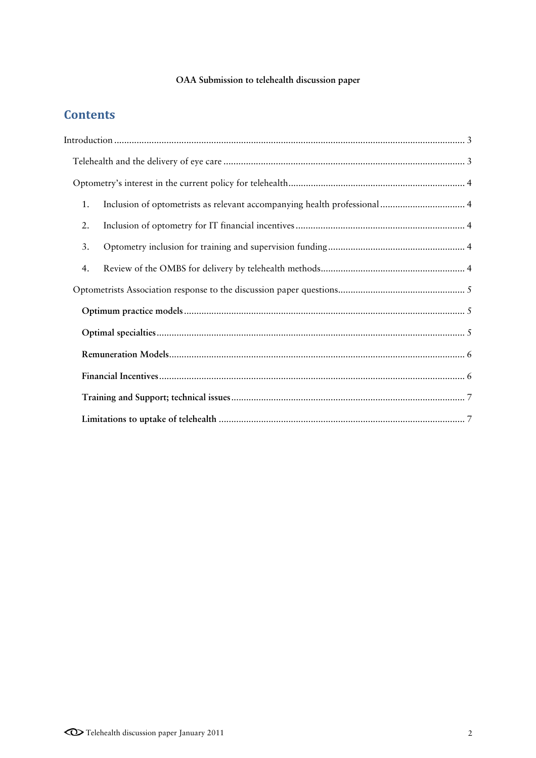OAA Submission to telehealth discussion paper

## Contents

Introduction ........................................................................................................................................ 3

- Telehealth and the delivery of eye care ............................................................................................ 3
- Optometry's interest in the current policy for telehealth ................................................................... 4
  1. Inclusion of optometrists as relevant accompanying health professional ................................. 4
  2. Inclusion of optometry for IT financial incentives ................................................................... 4
  3. Optometry inclusion for training and supervision funding ....................................................... 4
  4. Review of the OMBS for delivery by telehealth methods ......................................................... 4
- Optometrists Association response to the discussion paper questions ................................................ 5
  - **Optimum practice models** ................................................................................................ 5
  - **Optimal specialties** ........................................................................................................... 5
  - **Remuneration Models** ...................................................................................................... 6
  - **Financial Incentives** ......................................................................................................... 6
  - **Training and Support; technical issues** ............................................................................. 7
  - **Limitations to uptake of telehealth** ................................................................................... 7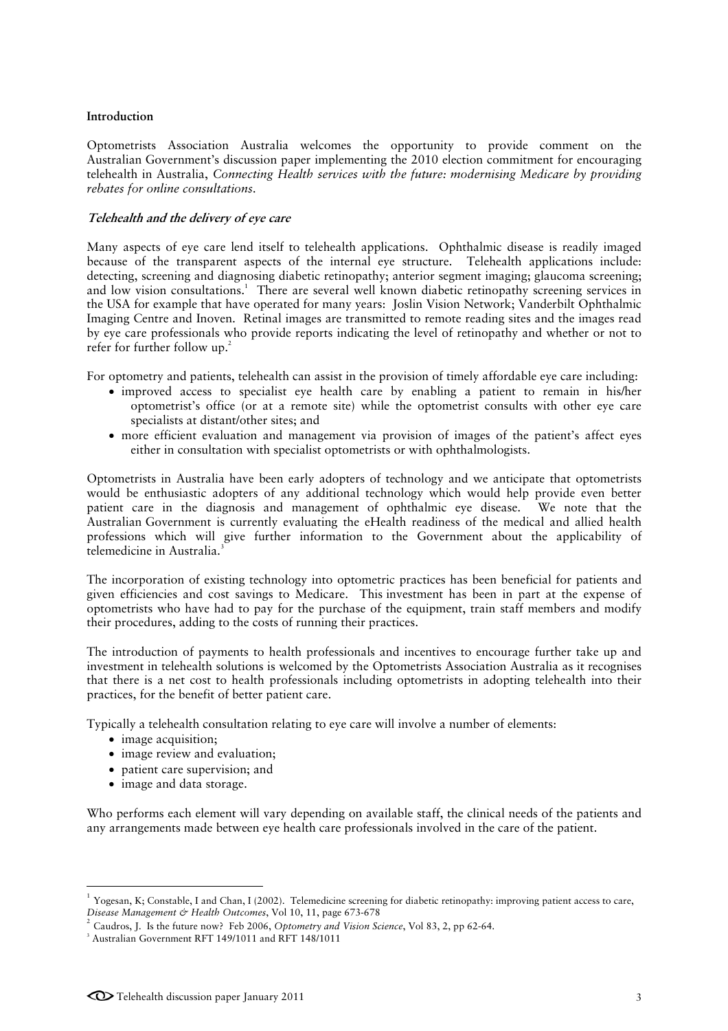**Introduction**

Optometrists Association Australia welcomes the opportunity to provide comment on the Australian Government's discussion paper implementing the 2010 election commitment for encouraging telehealth in Australia, *Connecting Health services with the future: modernising Medicare by providing rebates for online consultations*.

***Telehealth and the delivery of eye care***

Many aspects of eye care lend itself to telehealth applications. Ophthalmic disease is readily imaged because of the transparent aspects of the internal eye structure. Telehealth applications include: detecting, screening and diagnosing diabetic retinopathy; anterior segment imaging; glaucoma screening; and low vision consultations.[1] There are several well known diabetic retinopathy screening services in the USA for example that have operated for many years: Joslin Vision Network; Vanderbilt Ophthalmic Imaging Centre and Inoven. Retinal images are transmitted to remote reading sites and the images read by eye care professionals who provide reports indicating the level of retinopathy and whether or not to refer for further follow up.[2]

For optometry and patients, telehealth can assist in the provision of timely affordable eye care including:

- improved access to specialist eye health care by enabling a patient to remain in his/her optometrist's office (or at a remote site) while the optometrist consults with other eye care specialists at distant/other sites; and
- more efficient evaluation and management via provision of images of the patient's affect eyes either in consultation with specialist optometrists or with ophthalmologists.

Optometrists in Australia have been early adopters of technology and we anticipate that optometrists would be enthusiastic adopters of any additional technology which would help provide even better patient care in the diagnosis and management of ophthalmic eye disease. We note that the Australian Government is currently evaluating the eHealth readiness of the medical and allied health professions which will give further information to the Government about the applicability of telemedicine in Australia.[3]

The incorporation of existing technology into optometric practices has been beneficial for patients and given efficiencies and cost savings to Medicare. This investment has been in part at the expense of optometrists who have had to pay for the purchase of the equipment, train staff members and modify their procedures, adding to the costs of running their practices.

The introduction of payments to health professionals and incentives to encourage further take up and investment in telehealth solutions is welcomed by the Optometrists Association Australia as it recognises that there is a net cost to health professionals including optometrists in adopting telehealth into their practices, for the benefit of better patient care.

Typically a telehealth consultation relating to eye care will involve a number of elements:

- image acquisition;
- image review and evaluation;
- patient care supervision; and
- image and data storage.

Who performs each element will vary depending on available staff, the clinical needs of the patients and any arrangements made between eye health care professionals involved in the care of the patient.

---

[1] Yogesan, K; Constable, I and Chan, I (2002). Telemedicine screening for diabetic retinopathy: improving patient access to care, *Disease Management & Health Outcomes*, Vol 10, 11, page 673-678

[2] Caudros, J. Is the future now? Feb 2006, *Optometry and Vision Science*, Vol 83, 2, pp 62-64.

[3] Australian Government RFT 149/1011 and RFT 148/1011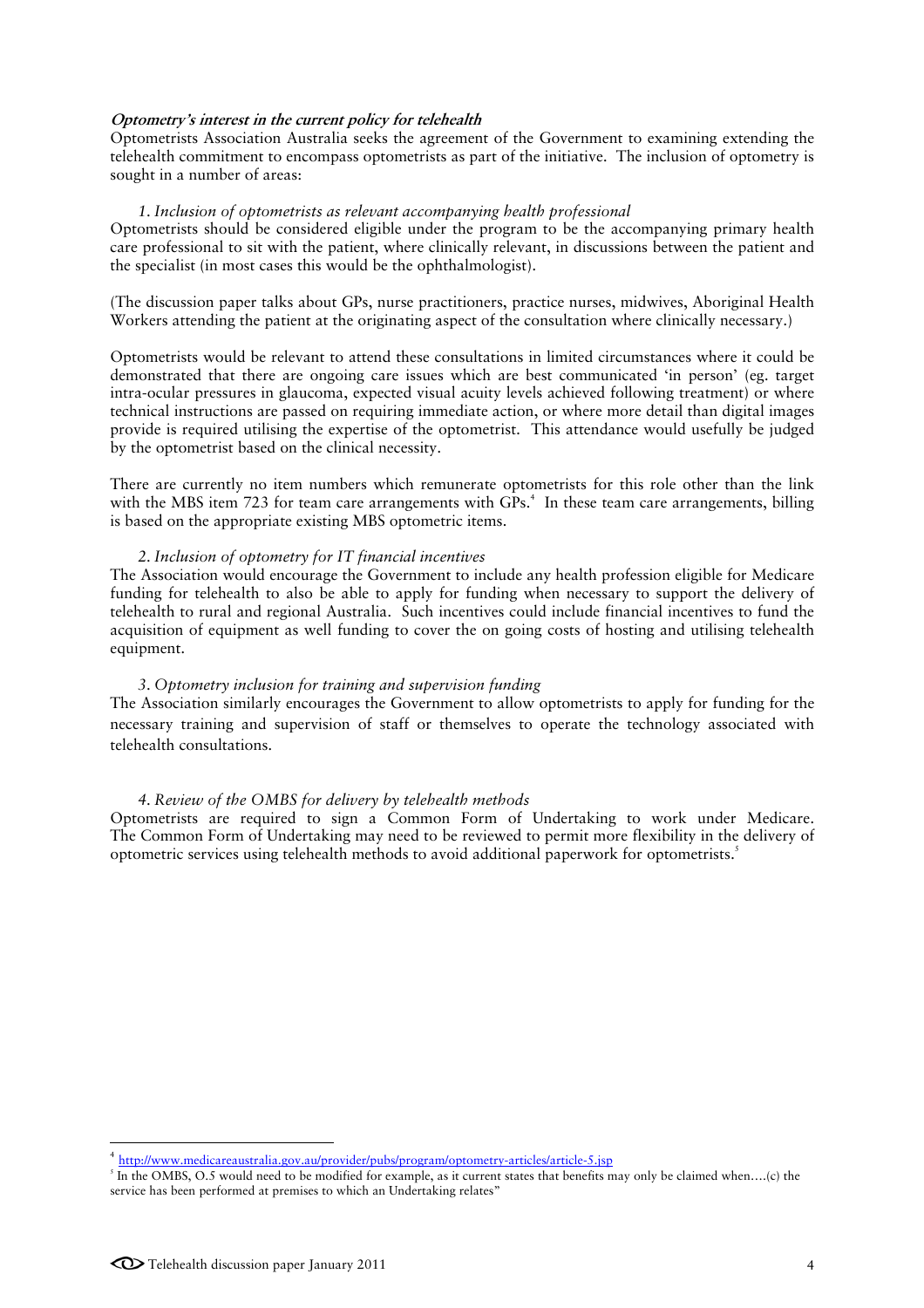***Optometry's interest in the current policy for telehealth***

Optometrists Association Australia seeks the agreement of the Government to examining extending the telehealth commitment to encompass optometrists as part of the initiative. The inclusion of optometry is sought in a number of areas:

*1. Inclusion of optometrists as relevant accompanying health professional*

Optometrists should be considered eligible under the program to be the accompanying primary health care professional to sit with the patient, where clinically relevant, in discussions between the patient and the specialist (in most cases this would be the ophthalmologist).

(The discussion paper talks about GPs, nurse practitioners, practice nurses, midwives, Aboriginal Health Workers attending the patient at the originating aspect of the consultation where clinically necessary.)

Optometrists would be relevant to attend these consultations in limited circumstances where it could be demonstrated that there are ongoing care issues which are best communicated 'in person' (eg. target intra-ocular pressures in glaucoma, expected visual acuity levels achieved following treatment) or where technical instructions are passed on requiring immediate action, or where more detail than digital images provide is required utilising the expertise of the optometrist. This attendance would usefully be judged by the optometrist based on the clinical necessity.

There are currently no item numbers which remunerate optometrists for this role other than the link with the MBS item 723 for team care arrangements with GPs.[4] In these team care arrangements, billing is based on the appropriate existing MBS optometric items.

*2. Inclusion of optometry for IT financial incentives*

The Association would encourage the Government to include any health profession eligible for Medicare funding for telehealth to also be able to apply for funding when necessary to support the delivery of telehealth to rural and regional Australia. Such incentives could include financial incentives to fund the acquisition of equipment as well funding to cover the on going costs of hosting and utilising telehealth equipment.

*3. Optometry inclusion for training and supervision funding*

The Association similarly encourages the Government to allow optometrists to apply for funding for the necessary training and supervision of staff or themselves to operate the technology associated with telehealth consultations.

*4. Review of the OMBS for delivery by telehealth methods*

Optometrists are required to sign a Common Form of Undertaking to work under Medicare. The Common Form of Undertaking may need to be reviewed to permit more flexibility in the delivery of optometric services using telehealth methods to avoid additional paperwork for optometrists.[5]

---

[4] http://www.medicareaustralia.gov.au/provider/pubs/program/optometry-articles/article-5.jsp

[5] In the OMBS, O.5 would need to be modified for example, as it current states that benefits may only be claimed when….(c) the service has been performed at premises to which an Undertaking relates"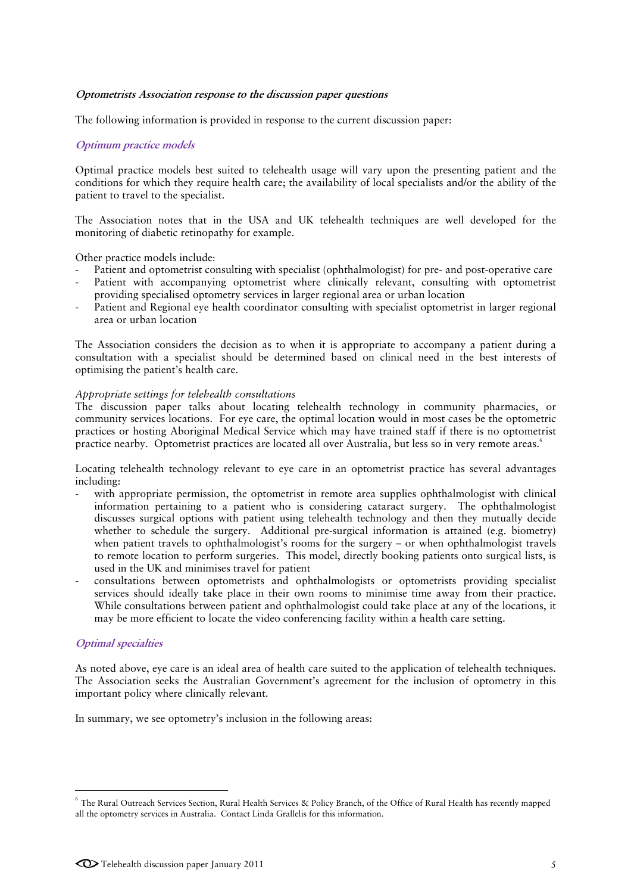***Optometrists Association response to the discussion paper questions***

The following information is provided in response to the current discussion paper:

***Optimum practice models***

Optimal practice models best suited to telehealth usage will vary upon the presenting patient and the conditions for which they require health care; the availability of local specialists and/or the ability of the patient to travel to the specialist.

The Association notes that in the USA and UK telehealth techniques are well developed for the monitoring of diabetic retinopathy for example.

Other practice models include:

- Patient and optometrist consulting with specialist (ophthalmologist) for pre- and post-operative care
- Patient with accompanying optometrist where clinically relevant, consulting with optometrist providing specialised optometry services in larger regional area or urban location
- Patient and Regional eye health coordinator consulting with specialist optometrist in larger regional area or urban location

The Association considers the decision as to when it is appropriate to accompany a patient during a consultation with a specialist should be determined based on clinical need in the best interests of optimising the patient's health care.

*Appropriate settings for telehealth consultations*

The discussion paper talks about locating telehealth technology in community pharmacies, or community services locations. For eye care, the optimal location would in most cases be the optometric practices or hosting Aboriginal Medical Service which may have trained staff if there is no optometrist practice nearby. Optometrist practices are located all over Australia, but less so in very remote areas.[6]

Locating telehealth technology relevant to eye care in an optometrist practice has several advantages including:

- with appropriate permission, the optometrist in remote area supplies ophthalmologist with clinical information pertaining to a patient who is considering cataract surgery. The ophthalmologist discusses surgical options with patient using telehealth technology and then they mutually decide whether to schedule the surgery. Additional pre-surgical information is attained (e.g. biometry) when patient travels to ophthalmologist's rooms for the surgery – or when ophthalmologist travels to remote location to perform surgeries. This model, directly booking patients onto surgical lists, is used in the UK and minimises travel for patient
- consultations between optometrists and ophthalmologists or optometrists providing specialist services should ideally take place in their own rooms to minimise time away from their practice. While consultations between patient and ophthalmologist could take place at any of the locations, it may be more efficient to locate the video conferencing facility within a health care setting.

***Optimal specialties***

As noted above, eye care is an ideal area of health care suited to the application of telehealth techniques. The Association seeks the Australian Government's agreement for the inclusion of optometry in this important policy where clinically relevant.

In summary, we see optometry's inclusion in the following areas:

---

[6] The Rural Outreach Services Section, Rural Health Services & Policy Branch, of the Office of Rural Health has recently mapped all the optometry services in Australia. Contact Linda Grallelis for this information.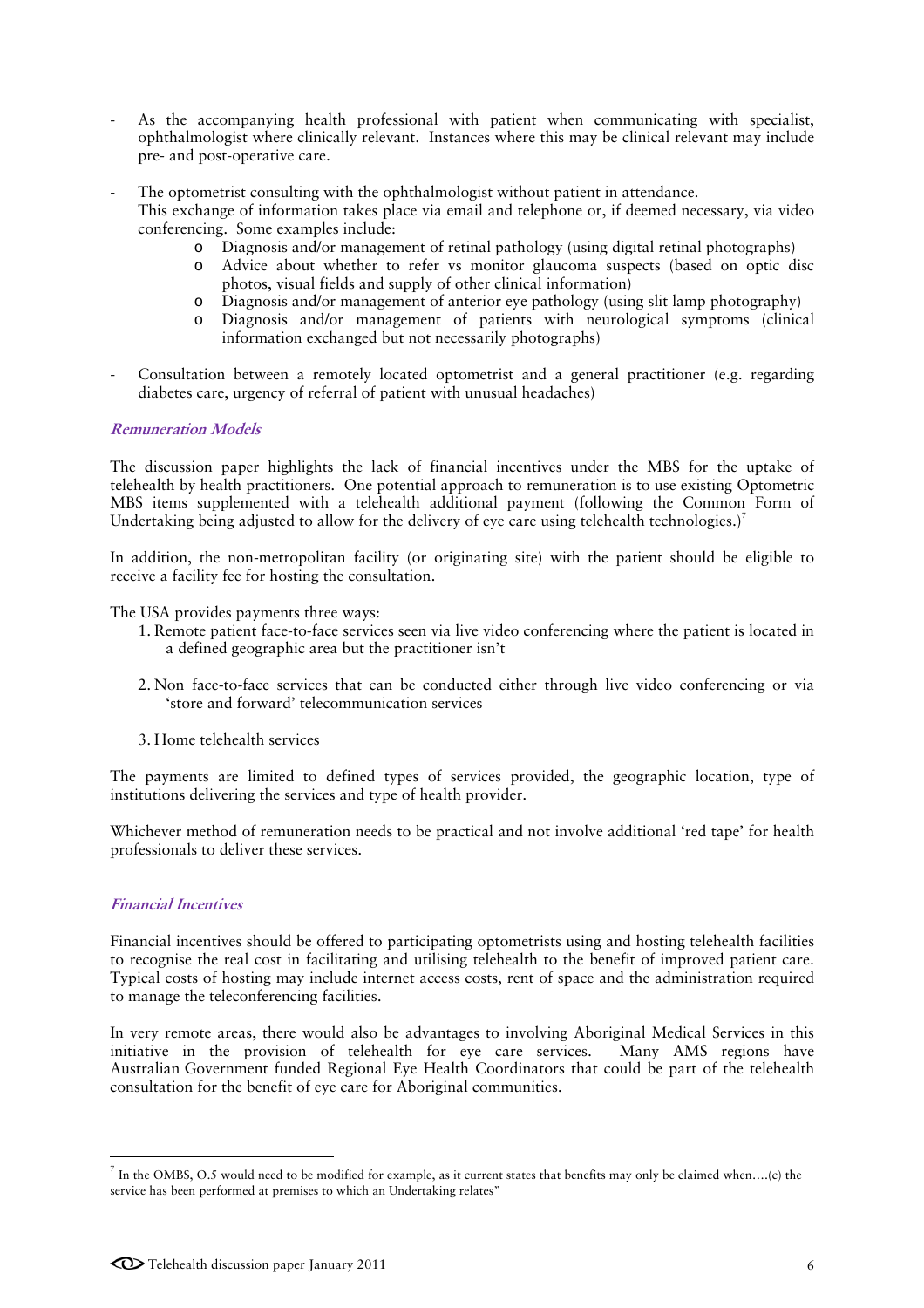- As the accompanying health professional with patient when communicating with specialist, ophthalmologist where clinically relevant. Instances where this may be clinical relevant may include pre- and post-operative care.

- The optometrist consulting with the ophthalmologist without patient in attendance. This exchange of information takes place via email and telephone or, if deemed necessary, via video conferencing. Some examples include:
  - o Diagnosis and/or management of retinal pathology (using digital retinal photographs)
  - o Advice about whether to refer vs monitor glaucoma suspects (based on optic disc photos, visual fields and supply of other clinical information)
  - o Diagnosis and/or management of anterior eye pathology (using slit lamp photography)
  - o Diagnosis and/or management of patients with neurological symptoms (clinical information exchanged but not necessarily photographs)

- Consultation between a remotely located optometrist and a general practitioner (e.g. regarding diabetes care, urgency of referral of patient with unusual headaches)

### *Remuneration Models*

The discussion paper highlights the lack of financial incentives under the MBS for the uptake of telehealth by health practitioners. One potential approach to remuneration is to use existing Optometric MBS items supplemented with a telehealth additional payment (following the Common Form of Undertaking being adjusted to allow for the delivery of eye care using telehealth technologies.)[7]

In addition, the non-metropolitan facility (or originating site) with the patient should be eligible to receive a facility fee for hosting the consultation.

The USA provides payments three ways:

1. Remote patient face-to-face services seen via live video conferencing where the patient is located in a defined geographic area but the practitioner isn't

2. Non face-to-face services that can be conducted either through live video conferencing or via 'store and forward' telecommunication services

3. Home telehealth services

The payments are limited to defined types of services provided, the geographic location, type of institutions delivering the services and type of health provider.

Whichever method of remuneration needs to be practical and not involve additional 'red tape' for health professionals to deliver these services.

### *Financial Incentives*

Financial incentives should be offered to participating optometrists using and hosting telehealth facilities to recognise the real cost in facilitating and utilising telehealth to the benefit of improved patient care. Typical costs of hosting may include internet access costs, rent of space and the administration required to manage the teleconferencing facilities.

In very remote areas, there would also be advantages to involving Aboriginal Medical Services in this initiative in the provision of telehealth for eye care services. Many AMS regions have Australian Government funded Regional Eye Health Coordinators that could be part of the telehealth consultation for the benefit of eye care for Aboriginal communities.

---

[7] In the OMBS, O.5 would need to be modified for example, as it current states that benefits may only be claimed when….(c) the service has been performed at premises to which an Undertaking relates"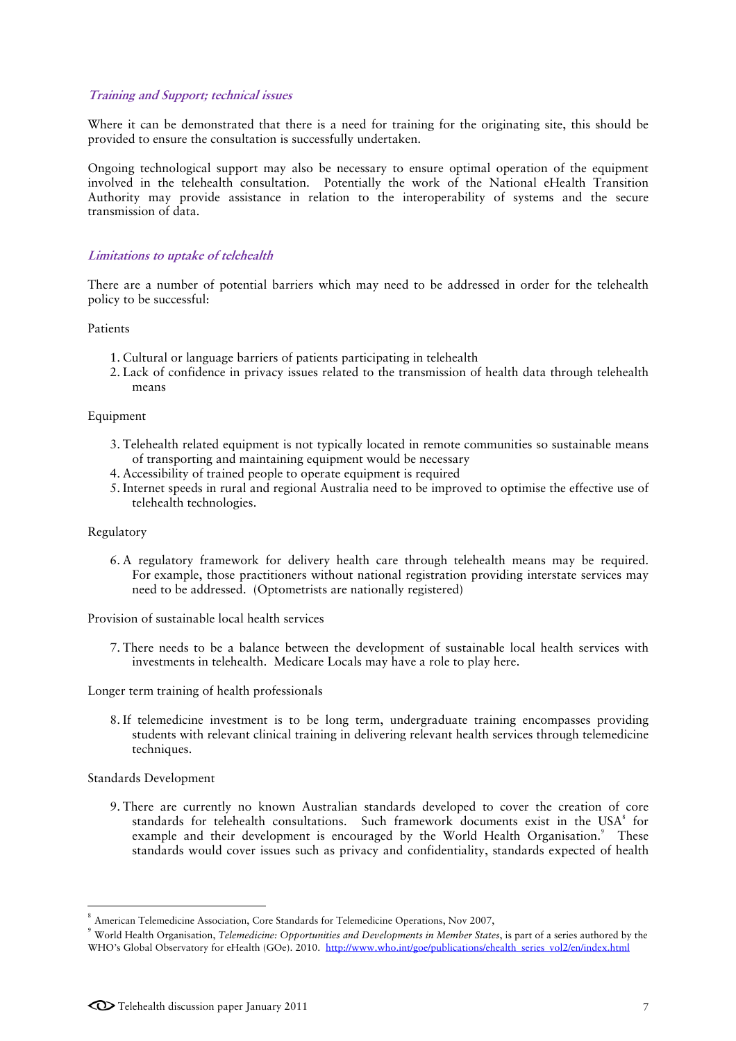### *Training and Support; technical issues*

Where it can be demonstrated that there is a need for training for the originating site, this should be provided to ensure the consultation is successfully undertaken.

Ongoing technological support may also be necessary to ensure optimal operation of the equipment involved in the telehealth consultation. Potentially the work of the National eHealth Transition Authority may provide assistance in relation to the interoperability of systems and the secure transmission of data.

### *Limitations to uptake of telehealth*

There are a number of potential barriers which may need to be addressed in order for the telehealth policy to be successful:

Patients

1. Cultural or language barriers of patients participating in telehealth
2. Lack of confidence in privacy issues related to the transmission of health data through telehealth means

Equipment

3. Telehealth related equipment is not typically located in remote communities so sustainable means of transporting and maintaining equipment would be necessary
4. Accessibility of trained people to operate equipment is required
5. Internet speeds in rural and regional Australia need to be improved to optimise the effective use of telehealth technologies.

Regulatory

6. A regulatory framework for delivery health care through telehealth means may be required. For example, those practitioners without national registration providing interstate services may need to be addressed. (Optometrists are nationally registered)

Provision of sustainable local health services

7. There needs to be a balance between the development of sustainable local health services with investments in telehealth. Medicare Locals may have a role to play here.

Longer term training of health professionals

8. If telemedicine investment is to be long term, undergraduate training encompasses providing students with relevant clinical training in delivering relevant health services through telemedicine techniques.

Standards Development

9. There are currently no known Australian standards developed to cover the creation of core standards for telehealth consultations. Such framework documents exist in the USA[8] for example and their development is encouraged by the World Health Organisation.[9] These standards would cover issues such as privacy and confidentiality, standards expected of health

---

[8] American Telemedicine Association, Core Standards for Telemedicine Operations, Nov 2007,

[9] World Health Organisation, *Telemedicine: Opportunities and Developments in Member States*, is part of a series authored by the WHO's Global Observatory for eHealth (GOe). 2010. http://www.who.int/goe/publications/ehealth_series_vol2/en/index.html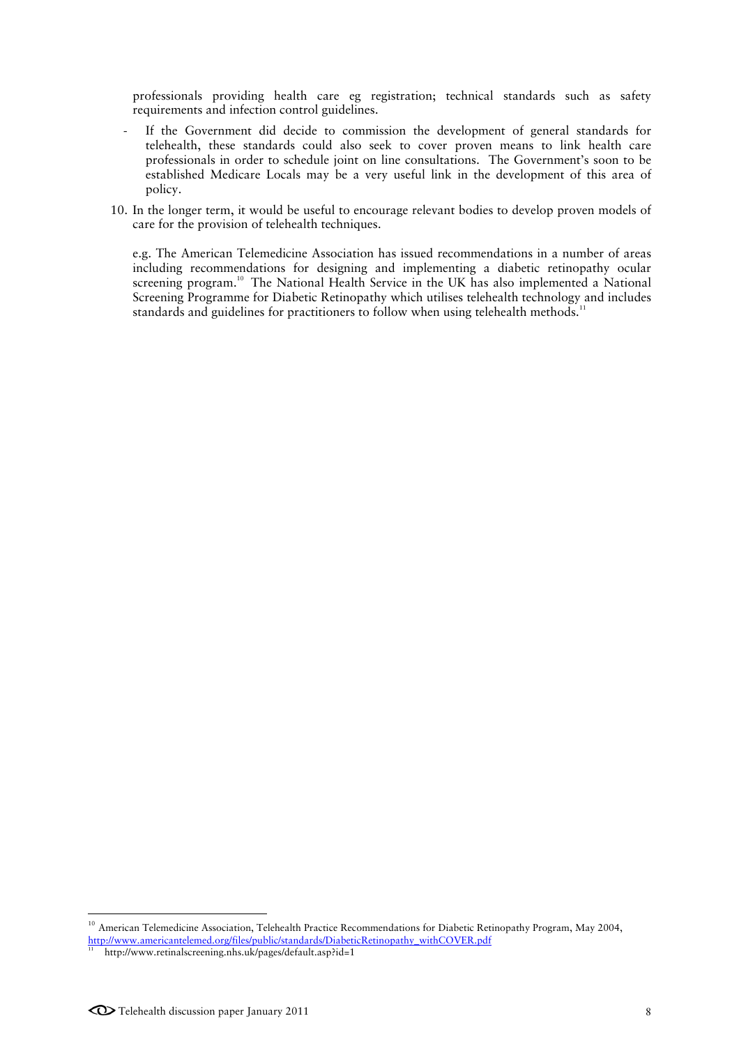professionals providing health care eg registration; technical standards such as safety requirements and infection control guidelines.

- If the Government did decide to commission the development of general standards for telehealth, these standards could also seek to cover proven means to link health care professionals in order to schedule joint on line consultations. The Government's soon to be established Medicare Locals may be a very useful link in the development of this area of policy.

10. In the longer term, it would be useful to encourage relevant bodies to develop proven models of care for the provision of telehealth techniques.

    e.g. The American Telemedicine Association has issued recommendations in a number of areas including recommendations for designing and implementing a diabetic retinopathy ocular screening program.[10] The National Health Service in the UK has also implemented a National Screening Programme for Diabetic Retinopathy which utilises telehealth technology and includes standards and guidelines for practitioners to follow when using telehealth methods.[11]

---

[10] American Telemedicine Association, Telehealth Practice Recommendations for Diabetic Retinopathy Program, May 2004, http://www.americantelemed.org/files/public/standards/DiabeticRetinopathy_withCOVER.pdf

[11] http://www.retinalscreening.nhs.uk/pages/default.asp?id=1